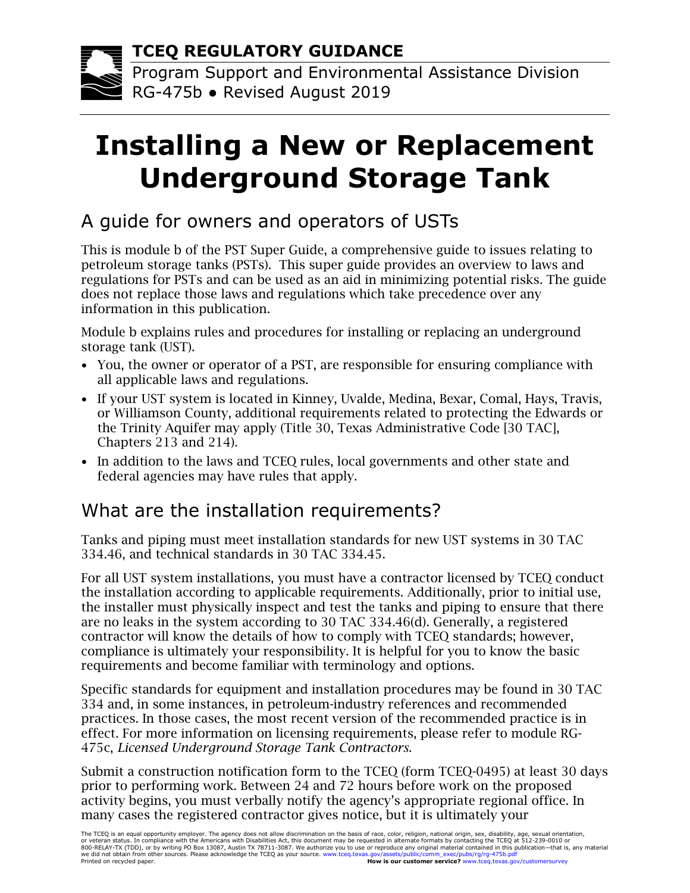**TCEQ REGULATORY GUIDANCE**

Program Support and Environmental Assistance Division
RG-475b ● Revised August 2019

# Installing a New or Replacement Underground Storage Tank

## A guide for owners and operators of USTs

This is module b of the PST Super Guide, a comprehensive guide to issues relating to petroleum storage tanks (PSTs). This super guide provides an overview to laws and regulations for PSTs and can be used as an aid in minimizing potential risks. The guide does not replace those laws and regulations which take precedence over any information in this publication.

Module b explains rules and procedures for installing or replacing an underground storage tank (UST).

- You, the owner or operator of a PST, are responsible for ensuring compliance with all applicable laws and regulations.
- If your UST system is located in Kinney, Uvalde, Medina, Bexar, Comal, Hays, Travis, or Williamson County, additional requirements related to protecting the Edwards or the Trinity Aquifer may apply (Title 30, Texas Administrative Code [30 TAC], Chapters 213 and 214).
- In addition to the laws and TCEQ rules, local governments and other state and federal agencies may have rules that apply.

## What are the installation requirements?

Tanks and piping must meet installation standards for new UST systems in 30 TAC 334.46, and technical standards in 30 TAC 334.45.

For all UST system installations, you must have a contractor licensed by TCEQ conduct the installation according to applicable requirements. Additionally, prior to initial use, the installer must physically inspect and test the tanks and piping to ensure that there are no leaks in the system according to 30 TAC 334.46(d). Generally, a registered contractor will know the details of how to comply with TCEQ standards; however, compliance is ultimately your responsibility. It is helpful for you to know the basic requirements and become familiar with terminology and options.

Specific standards for equipment and installation procedures may be found in 30 TAC 334 and, in some instances, in petroleum-industry references and recommended practices. In those cases, the most recent version of the recommended practice is in effect. For more information on licensing requirements, please refer to module RG-475c, *Licensed Underground Storage Tank Contractors.*

Submit a construction notification form to the TCEQ (form TCEQ-0495) at least 30 days prior to performing work. Between 24 and 72 hours before work on the proposed activity begins, you must verbally notify the agency's appropriate regional office. In many cases the registered contractor gives notice, but it is ultimately your

The TCEQ is an equal opportunity employer. The agency does not allow discrimination on the basis of race, color, religion, national origin, sex, disability, age, sexual orientation, or veteran status. In compliance with the Americans with Disabilities Act, this document may be requested in alternate formats by contacting the TCEQ at 512-239-0010 or 800-RELAY-TX (TDD), or by writing PO Box 13087, Austin TX 78711-3087. We authorize you to use or reproduce any original material contained in this publication—that is, any material we did not obtain from other sources. Please acknowledge the TCEQ as your source. www.tceq.texas.gov/assets/public/comm_exec/pubs/rg/rg-475b.pdf
Printed on recycled paper. **How is our customer service?** www.tceq.texas.gov/customersurvey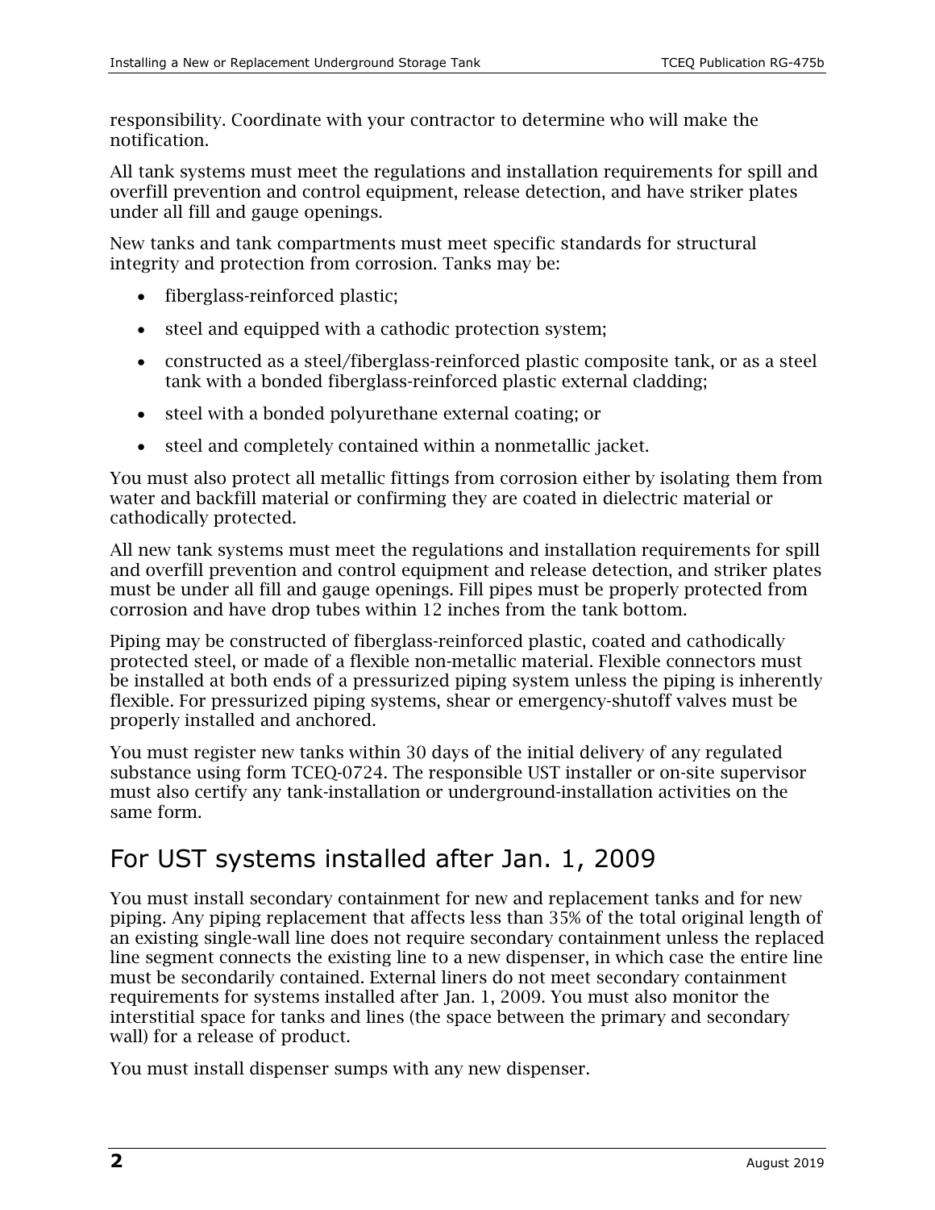responsibility. Coordinate with your contractor to determine who will make the notification.

All tank systems must meet the regulations and installation requirements for spill and overfill prevention and control equipment, release detection, and have striker plates under all fill and gauge openings.

New tanks and tank compartments must meet specific standards for structural integrity and protection from corrosion. Tanks may be:

- fiberglass-reinforced plastic;
- steel and equipped with a cathodic protection system;
- constructed as a steel/fiberglass-reinforced plastic composite tank, or as a steel tank with a bonded fiberglass-reinforced plastic external cladding;
- steel with a bonded polyurethane external coating; or
- steel and completely contained within a nonmetallic jacket.

You must also protect all metallic fittings from corrosion either by isolating them from water and backfill material or confirming they are coated in dielectric material or cathodically protected.

All new tank systems must meet the regulations and installation requirements for spill and overfill prevention and control equipment and release detection, and striker plates must be under all fill and gauge openings. Fill pipes must be properly protected from corrosion and have drop tubes within 12 inches from the tank bottom.

Piping may be constructed of fiberglass-reinforced plastic, coated and cathodically protected steel, or made of a flexible non-metallic material. Flexible connectors must be installed at both ends of a pressurized piping system unless the piping is inherently flexible. For pressurized piping systems, shear or emergency-shutoff valves must be properly installed and anchored.

You must register new tanks within 30 days of the initial delivery of any regulated substance using form TCEQ-0724. The responsible UST installer or on-site supervisor must also certify any tank-installation or underground-installation activities on the same form.

## For UST systems installed after Jan. 1, 2009

You must install secondary containment for new and replacement tanks and for new piping. Any piping replacement that affects less than 35% of the total original length of an existing single-wall line does not require secondary containment unless the replaced line segment connects the existing line to a new dispenser, in which case the entire line must be secondarily contained. External liners do not meet secondary containment requirements for systems installed after Jan. 1, 2009. You must also monitor the interstitial space for tanks and lines (the space between the primary and secondary wall) for a release of product.

You must install dispenser sumps with any new dispenser.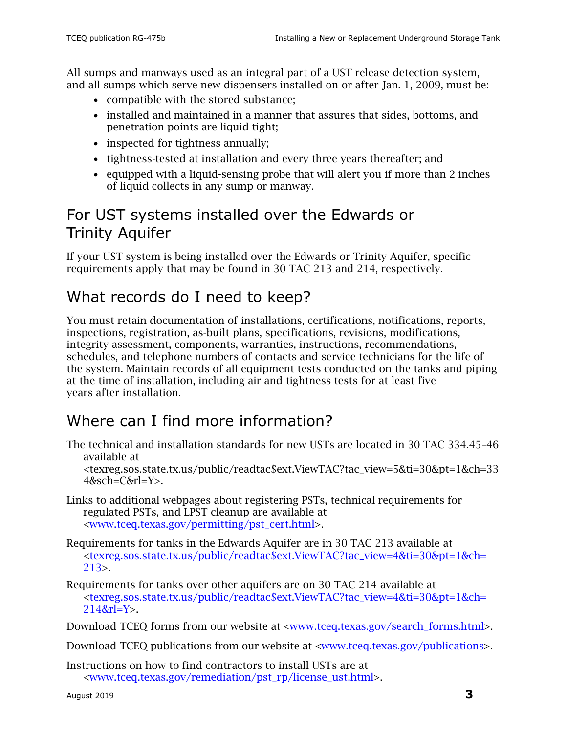All sumps and manways used as an integral part of a UST release detection system, and all sumps which serve new dispensers installed on or after Jan. 1, 2009, must be:

- compatible with the stored substance;
- installed and maintained in a manner that assures that sides, bottoms, and penetration points are liquid tight;
- inspected for tightness annually;
- tightness-tested at installation and every three years thereafter; and
- equipped with a liquid-sensing probe that will alert you if more than 2 inches of liquid collects in any sump or manway.

## For UST systems installed over the Edwards or Trinity Aquifer

If your UST system is being installed over the Edwards or Trinity Aquifer, specific requirements apply that may be found in 30 TAC 213 and 214, respectively.

## What records do I need to keep?

You must retain documentation of installations, certifications, notifications, reports, inspections, registration, as-built plans, specifications, revisions, modifications, integrity assessment, components, warranties, instructions, recommendations, schedules, and telephone numbers of contacts and service technicians for the life of the system. Maintain records of all equipment tests conducted on the tanks and piping at the time of installation, including air and tightness tests for at least five years after installation.

## Where can I find more information?

The technical and installation standards for new USTs are located in 30 TAC 334.45–46 available at <texreg.sos.state.tx.us/public/readtac$ext.ViewTAC?tac_view=5&ti=30&pt=1&ch=334&sch=C&rl=Y>.

Links to additional webpages about registering PSTs, technical requirements for regulated PSTs, and LPST cleanup are available at <www.tceq.texas.gov/permitting/pst_cert.html>.

Requirements for tanks in the Edwards Aquifer are in 30 TAC 213 available at <texreg.sos.state.tx.us/public/readtac$ext.ViewTAC?tac_view=4&ti=30&pt=1&ch=213>.

Requirements for tanks over other aquifers are on 30 TAC 214 available at <texreg.sos.state.tx.us/public/readtac$ext.ViewTAC?tac_view=4&ti=30&pt=1&ch=214&rl=Y>.

Download TCEQ forms from our website at <www.tceq.texas.gov/search_forms.html>.

Download TCEQ publications from our website at <www.tceq.texas.gov/publications>.

Instructions on how to find contractors to install USTs are at <www.tceq.texas.gov/remediation/pst_rp/license_ust.html>.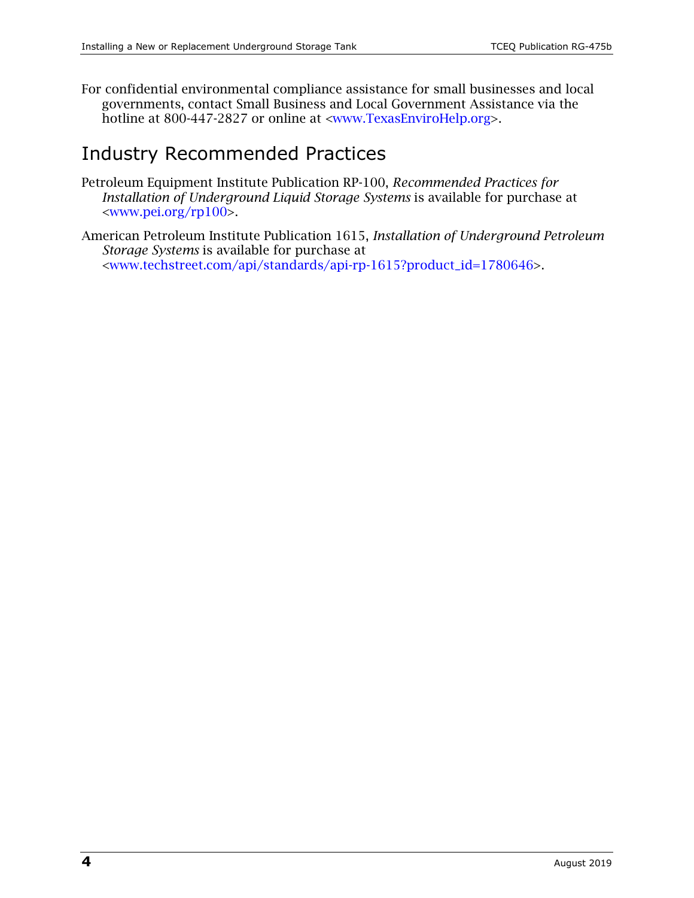For confidential environmental compliance assistance for small businesses and local governments, contact Small Business and Local Government Assistance via the hotline at 800-447-2827 or online at <www.TexasEnviroHelp.org>.

## Industry Recommended Practices

Petroleum Equipment Institute Publication RP-100, *Recommended Practices for Installation of Underground Liquid Storage Systems* is available for purchase at <www.pei.org/rp100>.

American Petroleum Institute Publication 1615, *Installation of Underground Petroleum Storage Systems* is available for purchase at <www.techstreet.com/api/standards/api-rp-1615?product_id=1780646>.